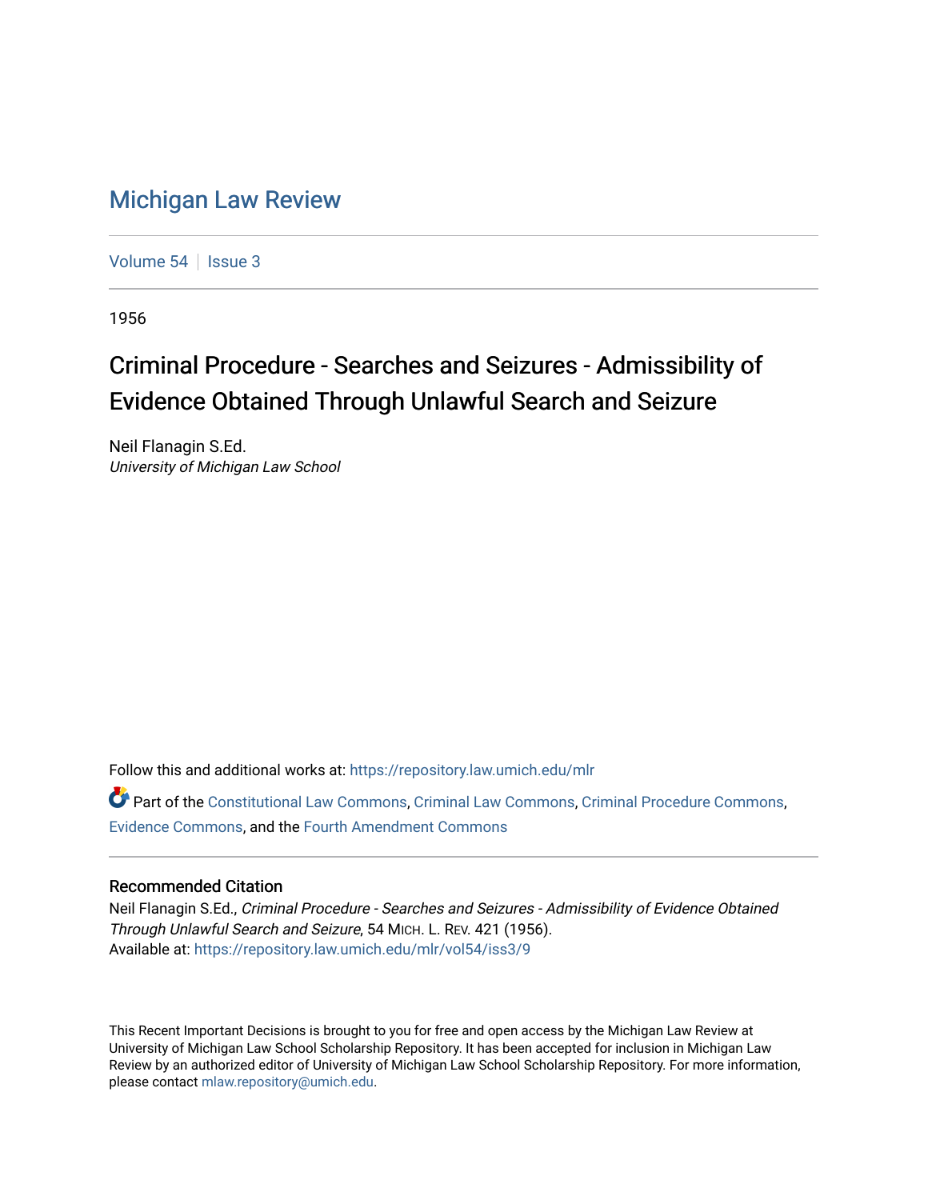# Michigan Law Review

Volume 54 | Issue 3

1956

## Criminal Procedure - Searches and Seizures - Admissibility of Evidence Obtained Through Unlawful Search and Seizure

Neil Flanagin S.Ed.
*University of Michigan Law School*

Follow this and additional works at: https://repository.law.umich.edu/mlr

Part of the Constitutional Law Commons, Criminal Law Commons, Criminal Procedure Commons, Evidence Commons, and the Fourth Amendment Commons

### Recommended Citation

Neil Flanagin S.Ed., *Criminal Procedure - Searches and Seizures - Admissibility of Evidence Obtained Through Unlawful Search and Seizure*, 54 MICH. L. REV. 421 (1956).
Available at: https://repository.law.umich.edu/mlr/vol54/iss3/9

This Recent Important Decisions is brought to you for free and open access by the Michigan Law Review at University of Michigan Law School Scholarship Repository. It has been accepted for inclusion in Michigan Law Review by an authorized editor of University of Michigan Law School Scholarship Repository. For more information, please contact mlaw.repository@umich.edu.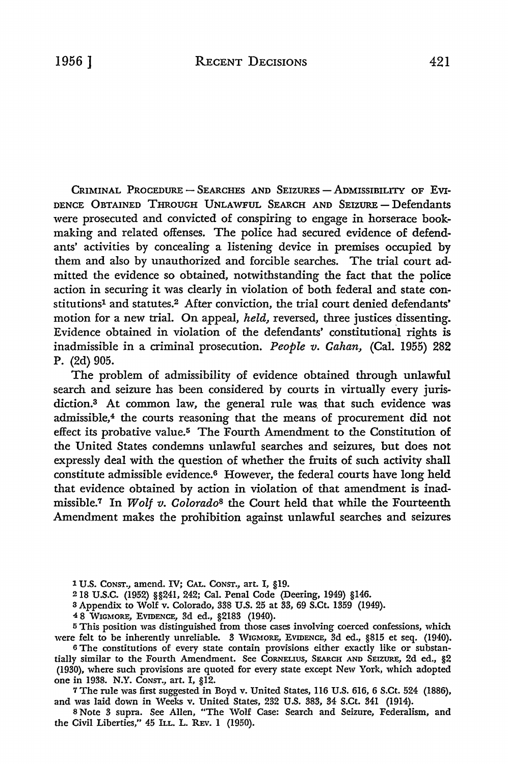CRIMINAL PROCEDURE — SEARCHES AND SEIZURES — ADMISSIBILITY OF EVIDENCE OBTAINED THROUGH UNLAWFUL SEARCH AND SEIZURE — Defendants were prosecuted and convicted of conspiring to engage in horserace bookmaking and related offenses. The police had secured evidence of defendants' activities by concealing a listening device in premises occupied by them and also by unauthorized and forcible searches. The trial court admitted the evidence so obtained, notwithstanding the fact that the police action in securing it was clearly in violation of both federal and state constitutions[1] and statutes.[2] After conviction, the trial court denied defendants' motion for a new trial. On appeal, *held,* reversed, three justices dissenting. Evidence obtained in violation of the defendants' constitutional rights is inadmissible in a criminal prosecution. *People v. Cahan,* (Cal. 1955) 282 P. (2d) 905.

The problem of admissibility of evidence obtained through unlawful search and seizure has been considered by courts in virtually every jurisdiction.[3] At common law, the general rule was that such evidence was admissible,[4] the courts reasoning that the means of procurement did not effect its probative value.[5] The Fourth Amendment to the Constitution of the United States condemns unlawful searches and seizures, but does not expressly deal with the question of whether the fruits of such activity shall constitute admissible evidence.[6] However, the federal courts have long held that evidence obtained by action in violation of that amendment is inadmissible.[7] In *Wolf v. Colorado*[8] the Court held that while the Fourteenth Amendment makes the prohibition against unlawful searches and seizures

---

[1] U.S. CONST., amend. IV; CAL. CONST., art. I, §19.

[2] 18 U.S.C. (1952) §§241, 242; Cal. Penal Code (Deering, 1949) §146.

[3] Appendix to Wolf v. Colorado, 338 U.S. 25 at 33, 69 S.Ct. 1359 (1949).

[4] 8 WIGMORE, EVIDENCE, 3d ed., §2183 (1940).

[5] This position was distinguished from those cases involving coerced confessions, which were felt to be inherently unreliable. 3 WIGMORE, EVIDENCE, 3d ed., §815 et seq. (1940).

[6] The constitutions of every state contain provisions either exactly like or substantially similar to the Fourth Amendment. See CORNELIUS, SEARCH AND SEIZURE, 2d ed., §2 (1930), where such provisions are quoted for every state except New York, which adopted one in 1938. N.Y. CONST., art. I, §12.

[7] The rule was first suggested in Boyd v. United States, 116 U.S. 616, 6 S.Ct. 524 (1886), and was laid down in Weeks v. United States, 232 U.S. 383, 34 S.Ct. 341 (1914).

[8] Note 3 supra. See Allen, "The Wolf Case: Search and Seizure, Federalism, and the Civil Liberties," 45 ILL. L. REV. 1 (1950).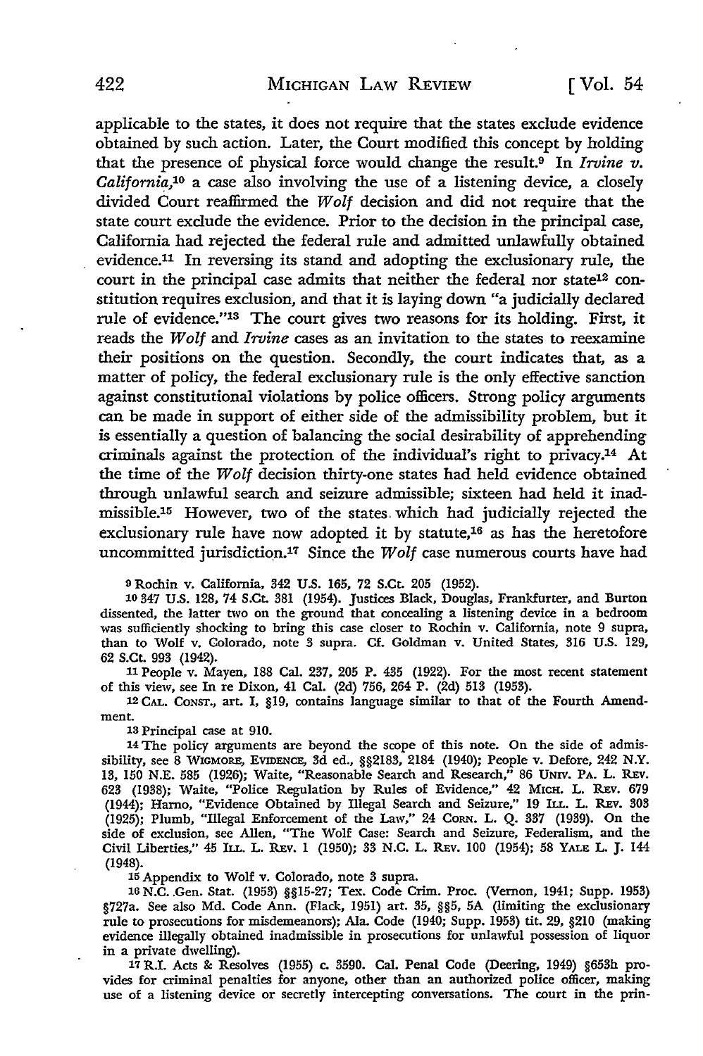applicable to the states, it does not require that the states exclude evidence obtained by such action. Later, the Court modified this concept by holding that the presence of physical force would change the result.[9] In *Irvine v. California*,[10] a case also involving the use of a listening device, a closely divided Court reaffirmed the *Wolf* decision and did not require that the state court exclude the evidence. Prior to the decision in the principal case, California had rejected the federal rule and admitted unlawfully obtained evidence.[11] In reversing its stand and adopting the exclusionary rule, the court in the principal case admits that neither the federal nor state[12] constitution requires exclusion, and that it is laying down "a judicially declared rule of evidence."[13] The court gives two reasons for its holding. First, it reads the *Wolf* and *Irvine* cases as an invitation to the states to reexamine their positions on the question. Secondly, the court indicates that, as a matter of policy, the federal exclusionary rule is the only effective sanction against constitutional violations by police officers. Strong policy arguments can be made in support of either side of the admissibility problem, but it is essentially a question of balancing the social desirability of apprehending criminals against the protection of the individual's right to privacy.[14] At the time of the *Wolf* decision thirty-one states had held evidence obtained through unlawful search and seizure admissible; sixteen had held it inadmissible.[15] However, two of the states which had judicially rejected the exclusionary rule have now adopted it by statute,[16] as has the heretofore uncommitted jurisdiction.[17] Since the *Wolf* case numerous courts have had

---

[9] Rochin v. California, 342 U.S. 165, 72 S.Ct. 205 (1952).

[10] 347 U.S. 128, 74 S.Ct. 381 (1954). Justices Black, Douglas, Frankfurter, and Burton dissented, the latter two on the ground that concealing a listening device in a bedroom was sufficiently shocking to bring this case closer to Rochin v. California, note 9 supra, than to Wolf v. Colorado, note 3 supra. Cf. Goldman v. United States, 316 U.S. 129, 62 S.Ct. 993 (1942).

[11] People v. Mayen, 188 Cal. 237, 205 P. 435 (1922). For the most recent statement of this view, see In re Dixon, 41 Cal. (2d) 756, 264 P. (2d) 513 (1953).

[12] CAL. CONST., art. I, §19, contains language similar to that of the Fourth Amendment.

[13] Principal case at 910.

[14] The policy arguments are beyond the scope of this note. On the side of admissibility, see 8 WIGMORE, EVIDENCE, 3d ed., §§2183, 2184 (1940); People v. Defore, 242 N.Y. 13, 150 N.E. 585 (1926); Waite, "Reasonable Search and Research," 86 UNIV. PA. L. REV. 623 (1938); Waite, "Police Regulation by Rules of Evidence," 42 MICH. L. REV. 679 (1944); Harno, "Evidence Obtained by Illegal Search and Seizure," 19 ILL. L. REV. 303 (1925); Plumb, "Illegal Enforcement of the Law," 24 CORN. L. Q. 337 (1939). On the side of exclusion, see Allen, "The Wolf Case: Search and Seizure, Federalism, and the Civil Liberties," 45 ILL. L. REV. 1 (1950); 33 N.C. L. REV. 100 (1954); 58 YALE L. J. 144 (1948).

[15] Appendix to Wolf v. Colorado, note 3 supra.

[16] N.C. Gen. Stat. (1953) §§15-27; Tex. Code Crim. Proc. (Vernon, 1941; Supp. 1953) §727a. See also Md. Code Ann. (Flack, 1951) art. 35, §§5, 5A (limiting the exclusionary rule to prosecutions for misdemeanors); Ala. Code (1940; Supp. 1953) tit. 29, §210 (making evidence illegally obtained inadmissible in prosecutions for unlawful possession of liquor in a private dwelling).

[17] R.I. Acts & Resolves (1955) c. 3590. Cal. Penal Code (Deering, 1949) §653h provides for criminal penalties for anyone, other than an authorized police officer, making use of a listening device or secretly intercepting conversations. The court in the prin-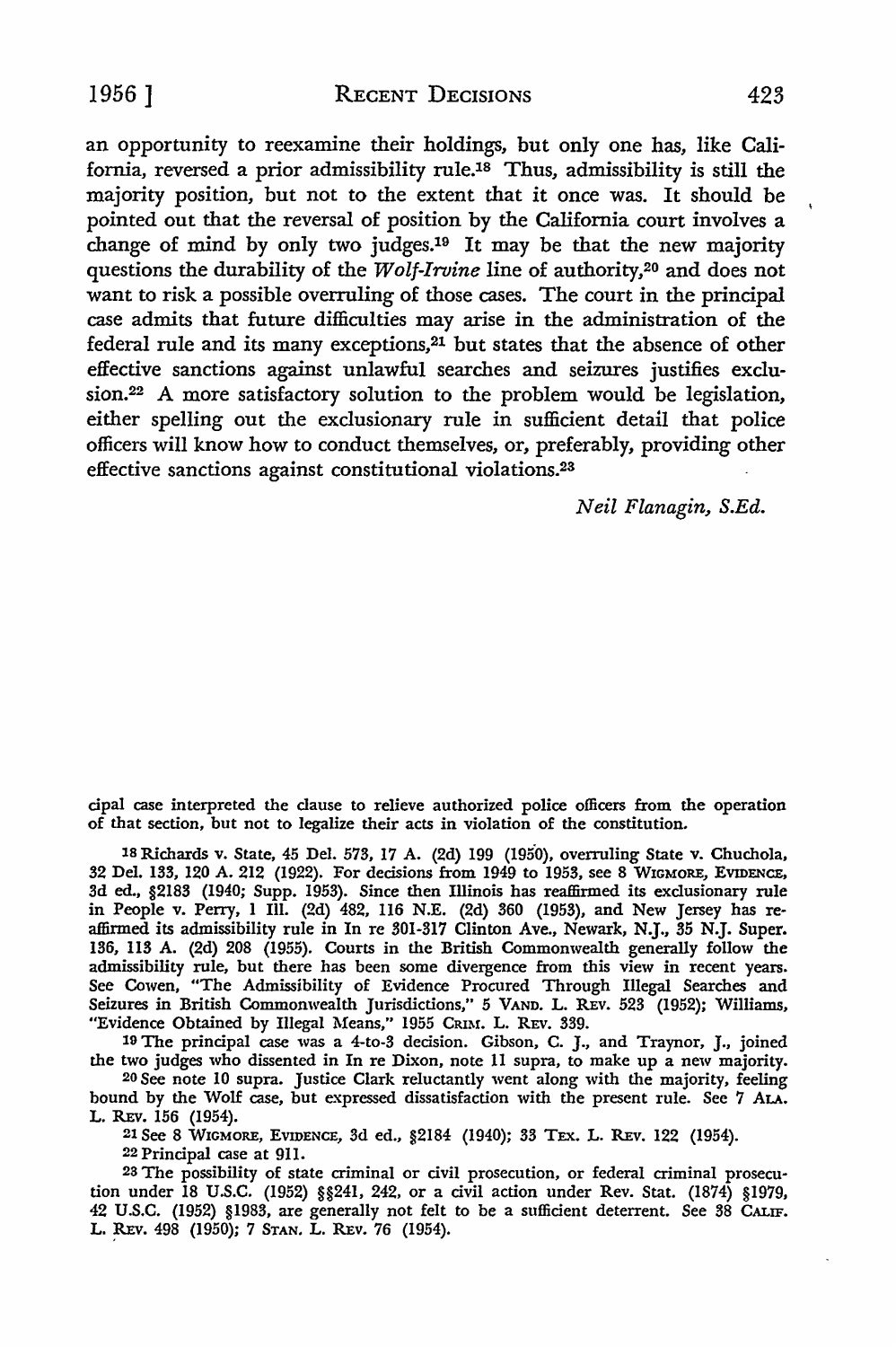an opportunity to reexamine their holdings, but only one has, like California, reversed a prior admissibility rule.[18] Thus, admissibility is still the majority position, but not to the extent that it once was. It should be pointed out that the reversal of position by the California court involves a change of mind by only two judges.[19] It may be that the new majority questions the durability of the *Wolf-Irvine* line of authority,[20] and does not want to risk a possible overruling of those cases. The court in the principal case admits that future difficulties may arise in the administration of the federal rule and its many exceptions,[21] but states that the absence of other effective sanctions against unlawful searches and seizures justifies exclusion.[22] A more satisfactory solution to the problem would be legislation, either spelling out the exclusionary rule in sufficient detail that police officers will know how to conduct themselves, or, preferably, providing other effective sanctions against constitutional violations.[23]

*Neil Flanagin, S.Ed.*

---

cipal case interpreted the clause to relieve authorized police officers from the operation of that section, but not to legalize their acts in violation of the constitution.

[18] Richards v. State, 45 Del. 573, 17 A. (2d) 199 (1950), overruling State v. Chuchola, 32 Del. 133, 120 A. 212 (1922). For decisions from 1949 to 1953, see 8 WIGMORE, EVIDENCE, 3d ed., §2183 (1940; Supp. 1953). Since then Illinois has reaffirmed its exclusionary rule in People v. Perry, 1 Ill. (2d) 482, 116 N.E. (2d) 360 (1953), and New Jersey has reaffirmed its admissibility rule in In re 301-317 Clinton Ave., Newark, N.J., 35 N.J. Super. 136, 113 A. (2d) 208 (1955). Courts in the British Commonwealth generally follow the admissibility rule, but there has been some divergence from this view in recent years. See Cowen, "The Admissibility of Evidence Procured Through Illegal Searches and Seizures in British Commonwealth Jurisdictions," 5 VAND. L. REV. 523 (1952); Williams, "Evidence Obtained by Illegal Means," 1955 CRIM. L. REV. 339.

[19] The principal case was a 4-to-3 decision. Gibson, C. J., and Traynor, J., joined the two judges who dissented in In re Dixon, note 11 supra, to make up a new majority.

[20] See note 10 supra. Justice Clark reluctantly went along with the majority, feeling bound by the Wolf case, but expressed dissatisfaction with the present rule. See 7 ALA. L. REV. 156 (1954).

[21] See 8 WIGMORE, EVIDENCE, 3d ed., §2184 (1940); 33 TEX. L. REV. 122 (1954).

[22] Principal case at 911.

[23] The possibility of state criminal or civil prosecution, or federal criminal prosecution under 18 U.S.C. (1952) §§241, 242, or a civil action under Rev. Stat. (1874) §1979, 42 U.S.C. (1952) §1983, are generally not felt to be a sufficient deterrent. See 38 CALIF. L. REV. 498 (1950); 7 STAN. L. REV. 76 (1954).